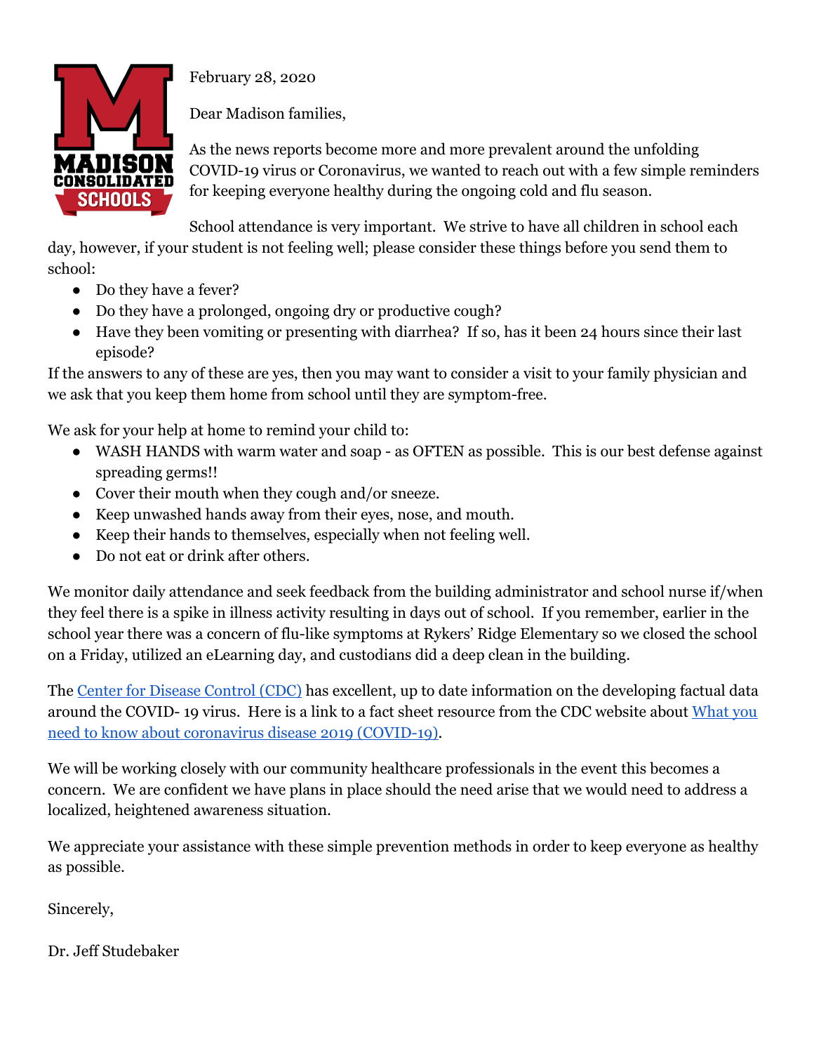MADISON CONSOLIDATED SCHOOLS

February 28, 2020

Dear Madison families,

As the news reports become more and more prevalent around the unfolding COVID-19 virus or Coronavirus, we wanted to reach out with a few simple reminders for keeping everyone healthy during the ongoing cold and flu season.

School attendance is very important. We strive to have all children in school each day, however, if your student is not feeling well; please consider these things before you send them to school:

- Do they have a fever?
- Do they have a prolonged, ongoing dry or productive cough?
- Have they been vomiting or presenting with diarrhea? If so, has it been 24 hours since their last episode?

If the answers to any of these are yes, then you may want to consider a visit to your family physician and we ask that you keep them home from school until they are symptom-free.

We ask for your help at home to remind your child to:

- WASH HANDS with warm water and soap - as OFTEN as possible. This is our best defense against spreading germs!!
- Cover their mouth when they cough and/or sneeze.
- Keep unwashed hands away from their eyes, nose, and mouth.
- Keep their hands to themselves, especially when not feeling well.
- Do not eat or drink after others.

We monitor daily attendance and seek feedback from the building administrator and school nurse if/when they feel there is a spike in illness activity resulting in days out of school. If you remember, earlier in the school year there was a concern of flu-like symptoms at Rykers' Ridge Elementary so we closed the school on a Friday, utilized an eLearning day, and custodians did a deep clean in the building.

The Center for Disease Control (CDC) has excellent, up to date information on the developing factual data around the COVID- 19 virus. Here is a link to a fact sheet resource from the CDC website about What you need to know about coronavirus disease 2019 (COVID-19).

We will be working closely with our community healthcare professionals in the event this becomes a concern. We are confident we have plans in place should the need arise that we would need to address a localized, heightened awareness situation.

We appreciate your assistance with these simple prevention methods in order to keep everyone as healthy as possible.

Sincerely,

Dr. Jeff Studebaker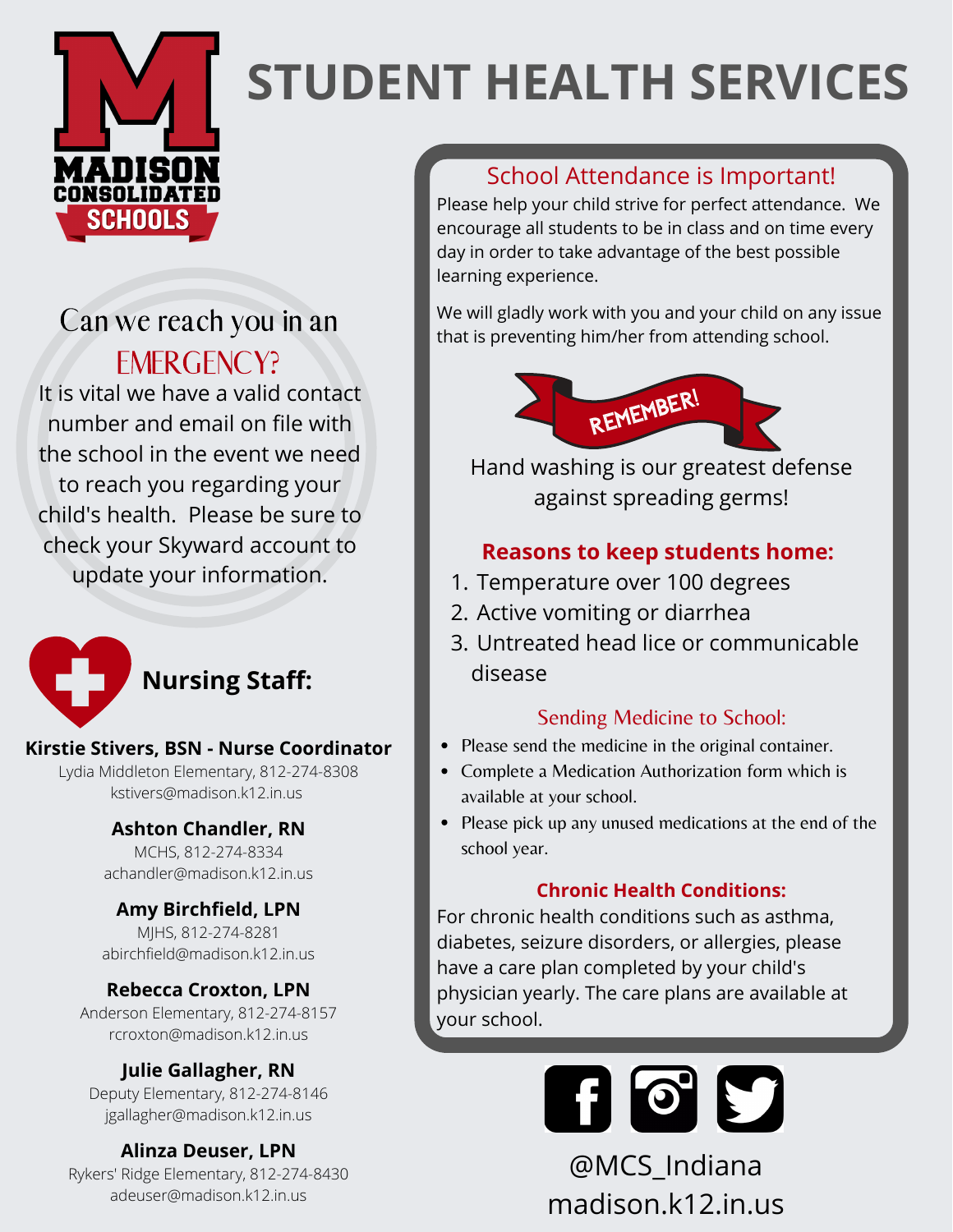MADISON CONSOLIDATED SCHOOLS

# STUDENT HEALTH SERVICES

## Can we reach you in an EMERGENCY?

It is vital we have a valid contact number and email on file with the school in the event we need to reach you regarding your child's health. Please be sure to check your Skyward account to update your information.

## Nursing Staff:

**Kirstie Stivers, BSN - Nurse Coordinator**
Lydia Middleton Elementary, 812-274-8308
kstivers@madison.k12.in.us

**Ashton Chandler, RN**
MCHS, 812-274-8334
achandler@madison.k12.in.us

**Amy Birchfield, LPN**
MJHS, 812-274-8281
abirchfield@madison.k12.in.us

**Rebecca Croxton, LPN**
Anderson Elementary, 812-274-8157
rcroxton@madison.k12.in.us

**Julie Gallagher, RN**
Deputy Elementary, 812-274-8146
jgallagher@madison.k12.in.us

**Alinza Deuser, LPN**
Rykers' Ridge Elementary, 812-274-8430
adeuser@madison.k12.in.us

## School Attendance is Important!

Please help your child strive for perfect attendance. We encourage all students to be in class and on time every day in order to take advantage of the best possible learning experience.

We will gladly work with you and your child on any issue that is preventing him/her from attending school.

**REMEMBER!**

Hand washing is our greatest defense against spreading germs!

### Reasons to keep students home:

1. Temperature over 100 degrees
2. Active vomiting or diarrhea
3. Untreated head lice or communicable disease

### Sending Medicine to School:

- Please send the medicine in the original container.
- Complete a Medication Authorization form which is available at your school.
- Please pick up any unused medications at the end of the school year.

### Chronic Health Conditions:

For chronic health conditions such as asthma, diabetes, seizure disorders, or allergies, please have a care plan completed by your child's physician yearly. The care plans are available at your school.

@MCS_Indiana
madison.k12.in.us